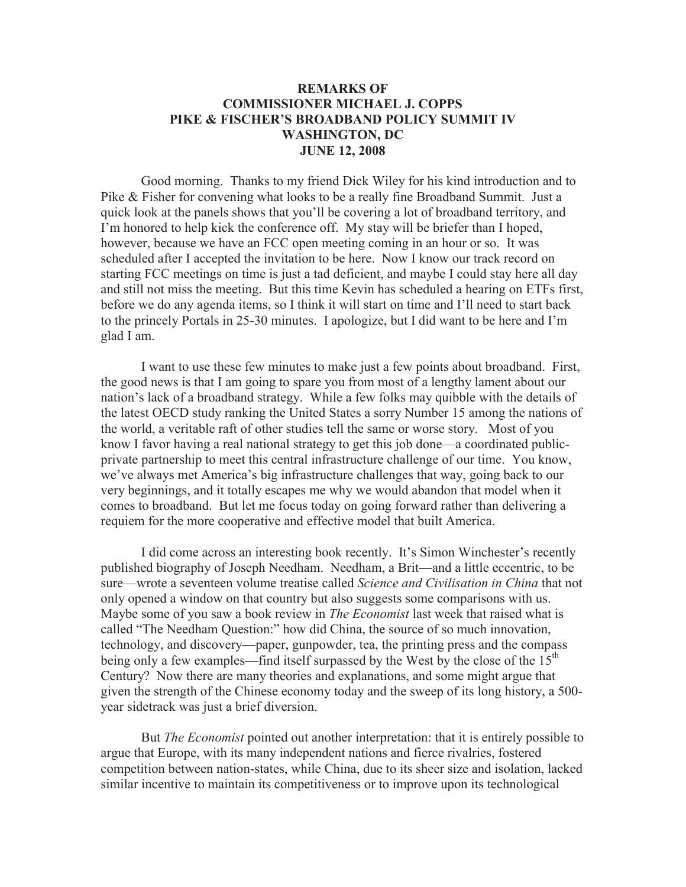**REMARKS OF**
**COMMISSIONER MICHAEL J. COPPS**
**PIKE & FISCHER'S BROADBAND POLICY SUMMIT IV**
**WASHINGTON, DC**
**JUNE 12, 2008**

Good morning. Thanks to my friend Dick Wiley for his kind introduction and to Pike & Fisher for convening what looks to be a really fine Broadband Summit. Just a quick look at the panels shows that you'll be covering a lot of broadband territory, and I'm honored to help kick the conference off. My stay will be briefer than I hoped, however, because we have an FCC open meeting coming in an hour or so. It was scheduled after I accepted the invitation to be here. Now I know our track record on starting FCC meetings on time is just a tad deficient, and maybe I could stay here all day and still not miss the meeting. But this time Kevin has scheduled a hearing on ETFs first, before we do any agenda items, so I think it will start on time and I'll need to start back to the princely Portals in 25-30 minutes. I apologize, but I did want to be here and I'm glad I am.

I want to use these few minutes to make just a few points about broadband. First, the good news is that I am going to spare you from most of a lengthy lament about our nation's lack of a broadband strategy. While a few folks may quibble with the details of the latest OECD study ranking the United States a sorry Number 15 among the nations of the world, a veritable raft of other studies tell the same or worse story. Most of you know I favor having a real national strategy to get this job done—a coordinated public-private partnership to meet this central infrastructure challenge of our time. You know, we've always met America's big infrastructure challenges that way, going back to our very beginnings, and it totally escapes me why we would abandon that model when it comes to broadband. But let me focus today on going forward rather than delivering a requiem for the more cooperative and effective model that built America.

I did come across an interesting book recently. It's Simon Winchester's recently published biography of Joseph Needham. Needham, a Brit—and a little eccentric, to be sure—wrote a seventeen volume treatise called *Science and Civilisation in China* that not only opened a window on that country but also suggests some comparisons with us. Maybe some of you saw a book review in *The Economist* last week that raised what is called "The Needham Question:" how did China, the source of so much innovation, technology, and discovery—paper, gunpowder, tea, the printing press and the compass being only a few examples—find itself surpassed by the West by the close of the 15th Century? Now there are many theories and explanations, and some might argue that given the strength of the Chinese economy today and the sweep of its long history, a 500-year sidetrack was just a brief diversion.

But *The Economist* pointed out another interpretation: that it is entirely possible to argue that Europe, with its many independent nations and fierce rivalries, fostered competition between nation-states, while China, due to its sheer size and isolation, lacked similar incentive to maintain its competitiveness or to improve upon its technological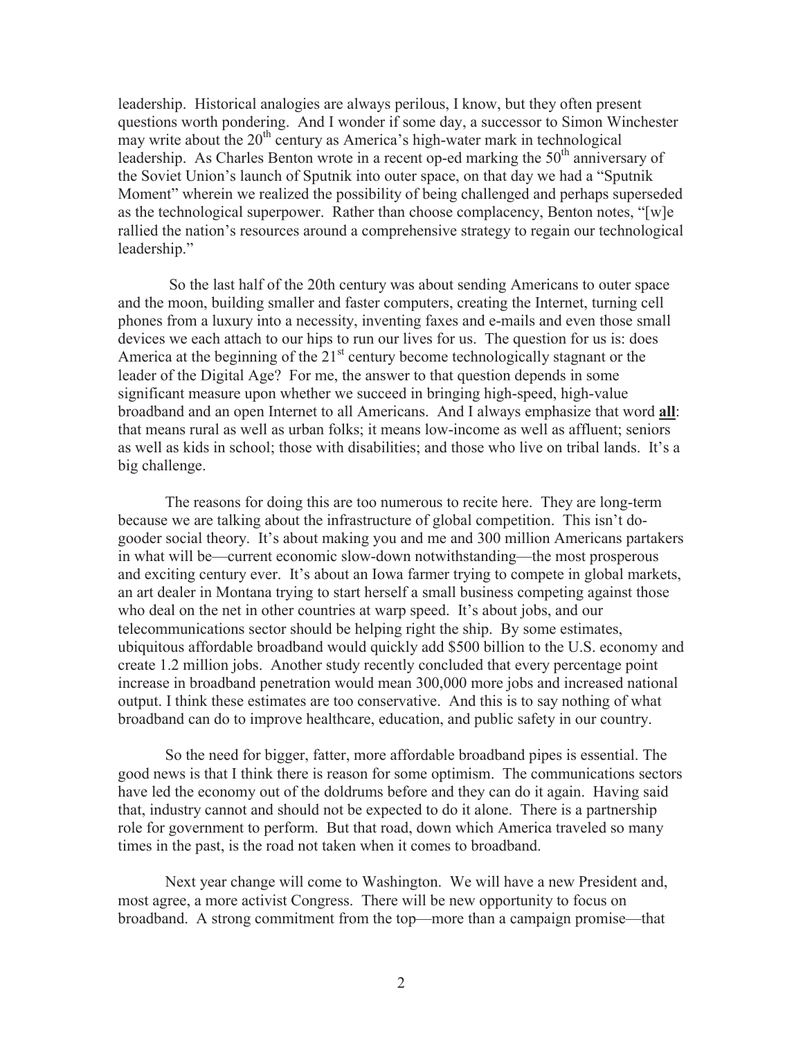leadership. Historical analogies are always perilous, I know, but they often present questions worth pondering. And I wonder if some day, a successor to Simon Winchester may write about the 20th century as America's high-water mark in technological leadership. As Charles Benton wrote in a recent op-ed marking the 50th anniversary of the Soviet Union's launch of Sputnik into outer space, on that day we had a "Sputnik Moment" wherein we realized the possibility of being challenged and perhaps superseded as the technological superpower. Rather than choose complacency, Benton notes, "[w]e rallied the nation's resources around a comprehensive strategy to regain our technological leadership."

So the last half of the 20th century was about sending Americans to outer space and the moon, building smaller and faster computers, creating the Internet, turning cell phones from a luxury into a necessity, inventing faxes and e-mails and even those small devices we each attach to our hips to run our lives for us. The question for us is: does America at the beginning of the 21st century become technologically stagnant or the leader of the Digital Age? For me, the answer to that question depends in some significant measure upon whether we succeed in bringing high-speed, high-value broadband and an open Internet to all Americans. And I always emphasize that word **all**: that means rural as well as urban folks; it means low-income as well as affluent; seniors as well as kids in school; those with disabilities; and those who live on tribal lands. It's a big challenge.

The reasons for doing this are too numerous to recite here. They are long-term because we are talking about the infrastructure of global competition. This isn't do-gooder social theory. It's about making you and me and 300 million Americans partakers in what will be—current economic slow-down notwithstanding—the most prosperous and exciting century ever. It's about an Iowa farmer trying to compete in global markets, an art dealer in Montana trying to start herself a small business competing against those who deal on the net in other countries at warp speed. It's about jobs, and our telecommunications sector should be helping right the ship. By some estimates, ubiquitous affordable broadband would quickly add $500 billion to the U.S. economy and create 1.2 million jobs. Another study recently concluded that every percentage point increase in broadband penetration would mean 300,000 more jobs and increased national output. I think these estimates are too conservative. And this is to say nothing of what broadband can do to improve healthcare, education, and public safety in our country.

So the need for bigger, fatter, more affordable broadband pipes is essential. The good news is that I think there is reason for some optimism. The communications sectors have led the economy out of the doldrums before and they can do it again. Having said that, industry cannot and should not be expected to do it alone. There is a partnership role for government to perform. But that road, down which America traveled so many times in the past, is the road not taken when it comes to broadband.

Next year change will come to Washington. We will have a new President and, most agree, a more activist Congress. There will be new opportunity to focus on broadband. A strong commitment from the top—more than a campaign promise—that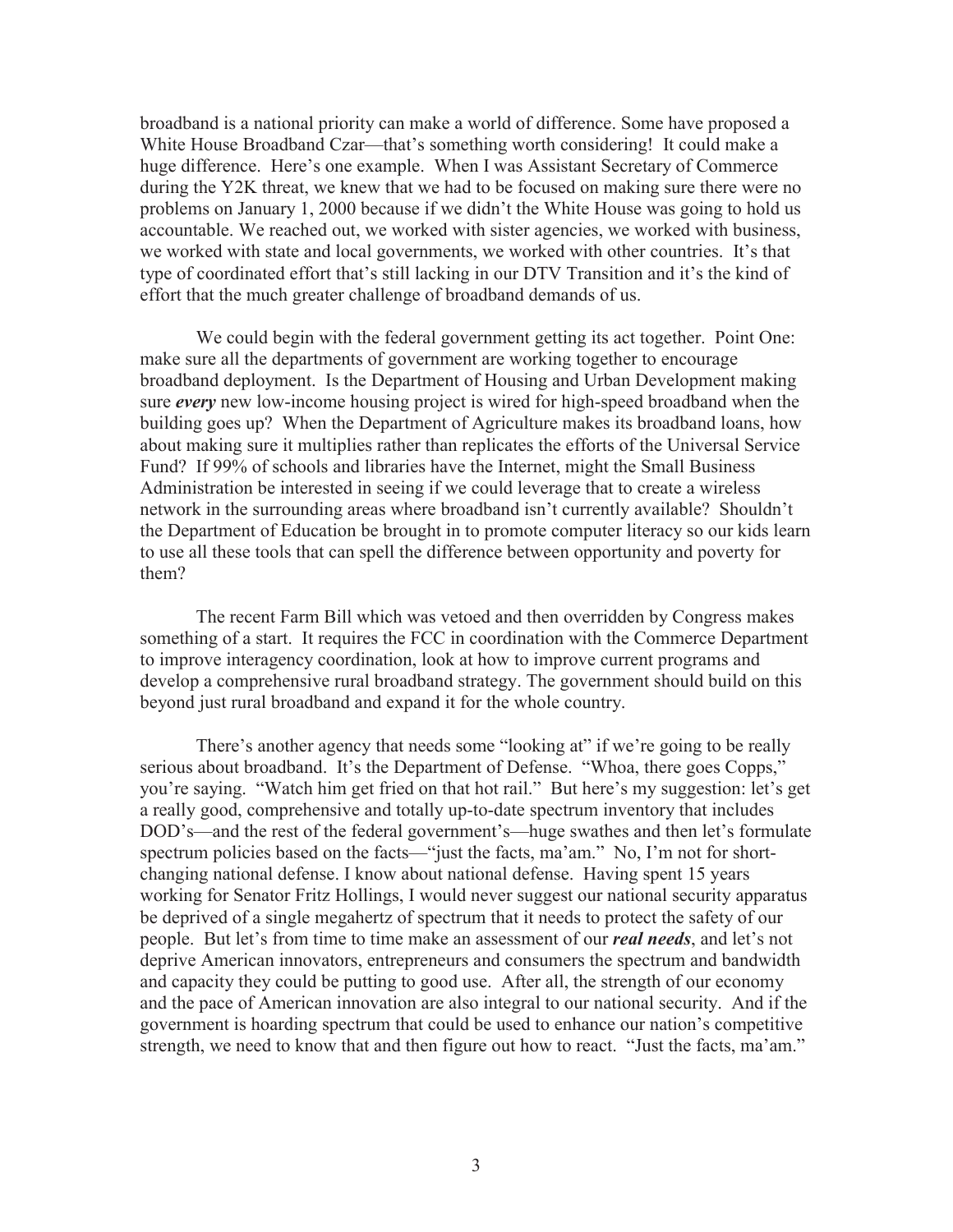broadband is a national priority can make a world of difference. Some have proposed a White House Broadband Czar—that's something worth considering! It could make a huge difference. Here's one example. When I was Assistant Secretary of Commerce during the Y2K threat, we knew that we had to be focused on making sure there were no problems on January 1, 2000 because if we didn't the White House was going to hold us accountable. We reached out, we worked with sister agencies, we worked with business, we worked with state and local governments, we worked with other countries. It's that type of coordinated effort that's still lacking in our DTV Transition and it's the kind of effort that the much greater challenge of broadband demands of us.

We could begin with the federal government getting its act together. Point One: make sure all the departments of government are working together to encourage broadband deployment. Is the Department of Housing and Urban Development making sure ***every*** new low-income housing project is wired for high-speed broadband when the building goes up? When the Department of Agriculture makes its broadband loans, how about making sure it multiplies rather than replicates the efforts of the Universal Service Fund? If 99% of schools and libraries have the Internet, might the Small Business Administration be interested in seeing if we could leverage that to create a wireless network in the surrounding areas where broadband isn't currently available? Shouldn't the Department of Education be brought in to promote computer literacy so our kids learn to use all these tools that can spell the difference between opportunity and poverty for them?

The recent Farm Bill which was vetoed and then overridden by Congress makes something of a start. It requires the FCC in coordination with the Commerce Department to improve interagency coordination, look at how to improve current programs and develop a comprehensive rural broadband strategy. The government should build on this beyond just rural broadband and expand it for the whole country.

There's another agency that needs some "looking at" if we're going to be really serious about broadband. It's the Department of Defense. "Whoa, there goes Copps," you're saying. "Watch him get fried on that hot rail." But here's my suggestion: let's get a really good, comprehensive and totally up-to-date spectrum inventory that includes DOD's—and the rest of the federal government's—huge swathes and then let's formulate spectrum policies based on the facts—"just the facts, ma'am." No, I'm not for short-changing national defense. I know about national defense. Having spent 15 years working for Senator Fritz Hollings, I would never suggest our national security apparatus be deprived of a single megahertz of spectrum that it needs to protect the safety of our people. But let's from time to time make an assessment of our ***real needs***, and let's not deprive American innovators, entrepreneurs and consumers the spectrum and bandwidth and capacity they could be putting to good use. After all, the strength of our economy and the pace of American innovation are also integral to our national security. And if the government is hoarding spectrum that could be used to enhance our nation's competitive strength, we need to know that and then figure out how to react. "Just the facts, ma'am."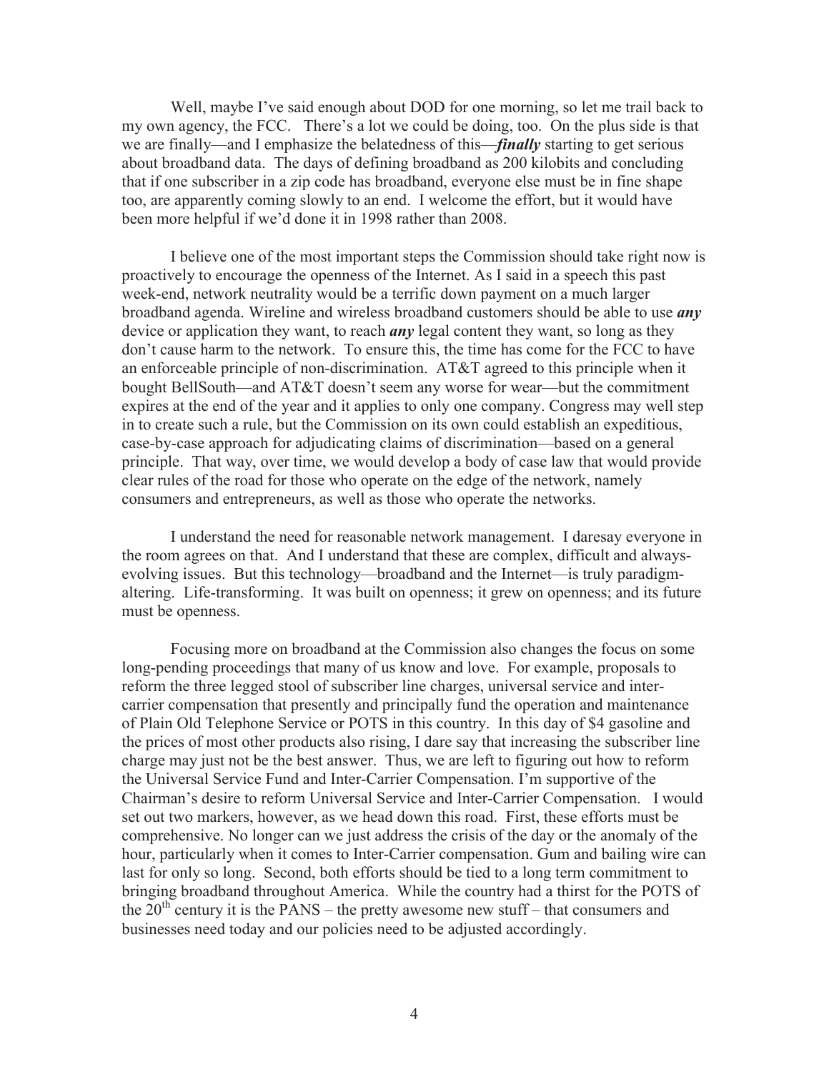Well, maybe I've said enough about DOD for one morning, so let me trail back to my own agency, the FCC. There's a lot we could be doing, too. On the plus side is that we are finally—and I emphasize the belatedness of this—***finally*** starting to get serious about broadband data. The days of defining broadband as 200 kilobits and concluding that if one subscriber in a zip code has broadband, everyone else must be in fine shape too, are apparently coming slowly to an end. I welcome the effort, but it would have been more helpful if we'd done it in 1998 rather than 2008.

I believe one of the most important steps the Commission should take right now is proactively to encourage the openness of the Internet. As I said in a speech this past week-end, network neutrality would be a terrific down payment on a much larger broadband agenda. Wireline and wireless broadband customers should be able to use ***any*** device or application they want, to reach ***any*** legal content they want, so long as they don't cause harm to the network. To ensure this, the time has come for the FCC to have an enforceable principle of non-discrimination. AT&T agreed to this principle when it bought BellSouth—and AT&T doesn't seem any worse for wear—but the commitment expires at the end of the year and it applies to only one company. Congress may well step in to create such a rule, but the Commission on its own could establish an expeditious, case-by-case approach for adjudicating claims of discrimination—based on a general principle. That way, over time, we would develop a body of case law that would provide clear rules of the road for those who operate on the edge of the network, namely consumers and entrepreneurs, as well as those who operate the networks.

I understand the need for reasonable network management. I daresay everyone in the room agrees on that. And I understand that these are complex, difficult and always-evolving issues. But this technology—broadband and the Internet—is truly paradigm-altering. Life-transforming. It was built on openness; it grew on openness; and its future must be openness.

Focusing more on broadband at the Commission also changes the focus on some long-pending proceedings that many of us know and love. For example, proposals to reform the three legged stool of subscriber line charges, universal service and inter-carrier compensation that presently and principally fund the operation and maintenance of Plain Old Telephone Service or POTS in this country. In this day of $4 gasoline and the prices of most other products also rising, I dare say that increasing the subscriber line charge may just not be the best answer. Thus, we are left to figuring out how to reform the Universal Service Fund and Inter-Carrier Compensation. I'm supportive of the Chairman's desire to reform Universal Service and Inter-Carrier Compensation. I would set out two markers, however, as we head down this road. First, these efforts must be comprehensive. No longer can we just address the crisis of the day or the anomaly of the hour, particularly when it comes to Inter-Carrier compensation. Gum and bailing wire can last for only so long. Second, both efforts should be tied to a long term commitment to bringing broadband throughout America. While the country had a thirst for the POTS of the 20th century it is the PANS – the pretty awesome new stuff – that consumers and businesses need today and our policies need to be adjusted accordingly.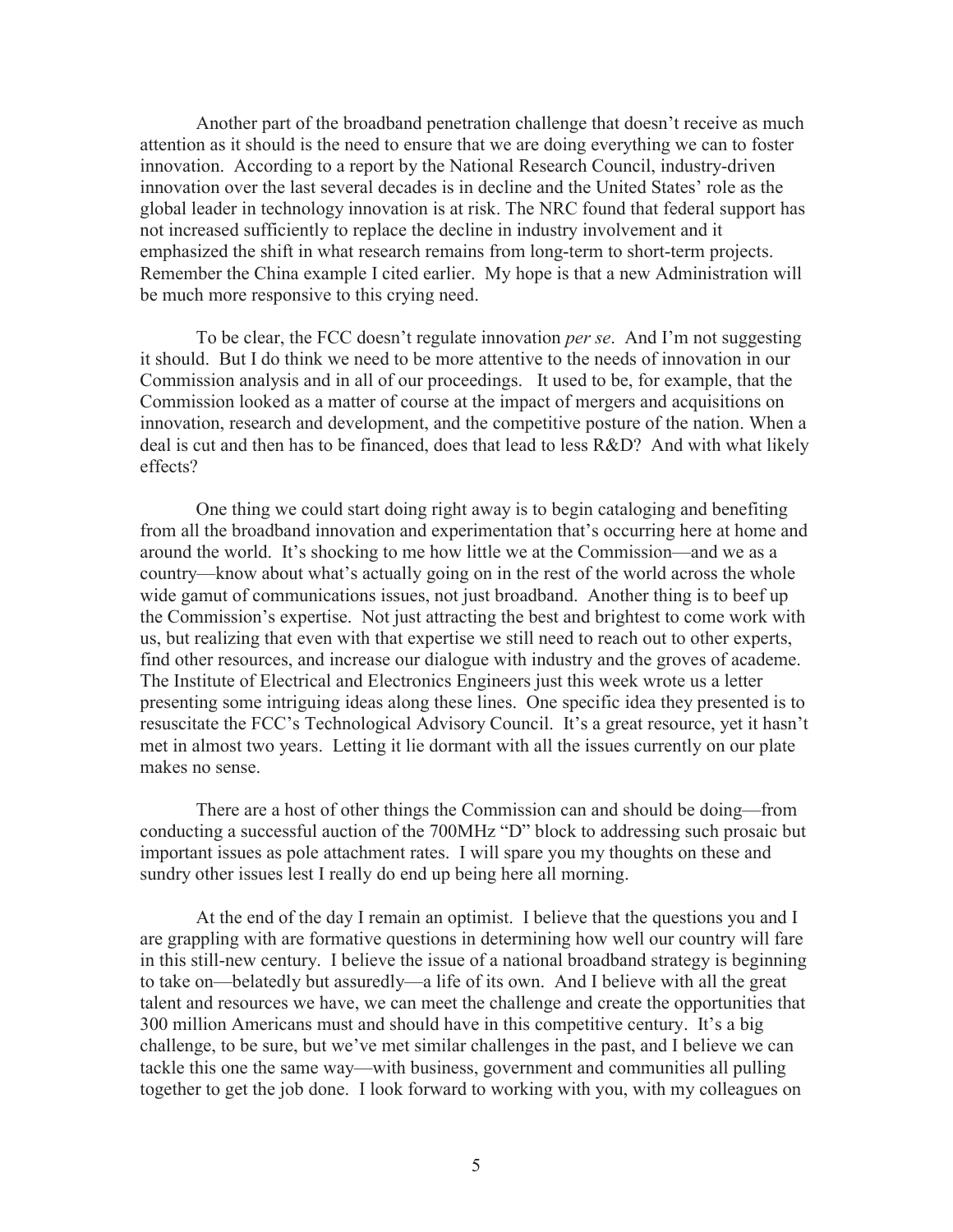Another part of the broadband penetration challenge that doesn't receive as much attention as it should is the need to ensure that we are doing everything we can to foster innovation. According to a report by the National Research Council, industry-driven innovation over the last several decades is in decline and the United States' role as the global leader in technology innovation is at risk. The NRC found that federal support has not increased sufficiently to replace the decline in industry involvement and it emphasized the shift in what research remains from long-term to short-term projects. Remember the China example I cited earlier. My hope is that a new Administration will be much more responsive to this crying need.

To be clear, the FCC doesn't regulate innovation *per se*. And I'm not suggesting it should. But I do think we need to be more attentive to the needs of innovation in our Commission analysis and in all of our proceedings. It used to be, for example, that the Commission looked as a matter of course at the impact of mergers and acquisitions on innovation, research and development, and the competitive posture of the nation. When a deal is cut and then has to be financed, does that lead to less R&D? And with what likely effects?

One thing we could start doing right away is to begin cataloging and benefiting from all the broadband innovation and experimentation that's occurring here at home and around the world. It's shocking to me how little we at the Commission—and we as a country—know about what's actually going on in the rest of the world across the whole wide gamut of communications issues, not just broadband. Another thing is to beef up the Commission's expertise. Not just attracting the best and brightest to come work with us, but realizing that even with that expertise we still need to reach out to other experts, find other resources, and increase our dialogue with industry and the groves of academe. The Institute of Electrical and Electronics Engineers just this week wrote us a letter presenting some intriguing ideas along these lines. One specific idea they presented is to resuscitate the FCC's Technological Advisory Council. It's a great resource, yet it hasn't met in almost two years. Letting it lie dormant with all the issues currently on our plate makes no sense.

There are a host of other things the Commission can and should be doing—from conducting a successful auction of the 700MHz "D" block to addressing such prosaic but important issues as pole attachment rates. I will spare you my thoughts on these and sundry other issues lest I really do end up being here all morning.

At the end of the day I remain an optimist. I believe that the questions you and I are grappling with are formative questions in determining how well our country will fare in this still-new century. I believe the issue of a national broadband strategy is beginning to take on—belatedly but assuredly—a life of its own. And I believe with all the great talent and resources we have, we can meet the challenge and create the opportunities that 300 million Americans must and should have in this competitive century. It's a big challenge, to be sure, but we've met similar challenges in the past, and I believe we can tackle this one the same way—with business, government and communities all pulling together to get the job done. I look forward to working with you, with my colleagues on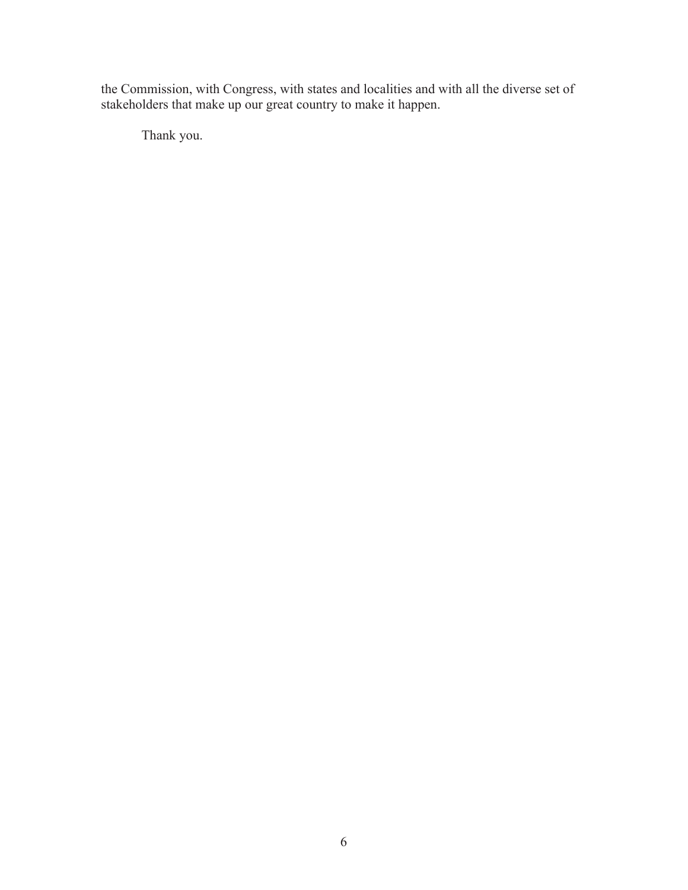the Commission, with Congress, with states and localities and with all the diverse set of stakeholders that make up our great country to make it happen.

Thank you.